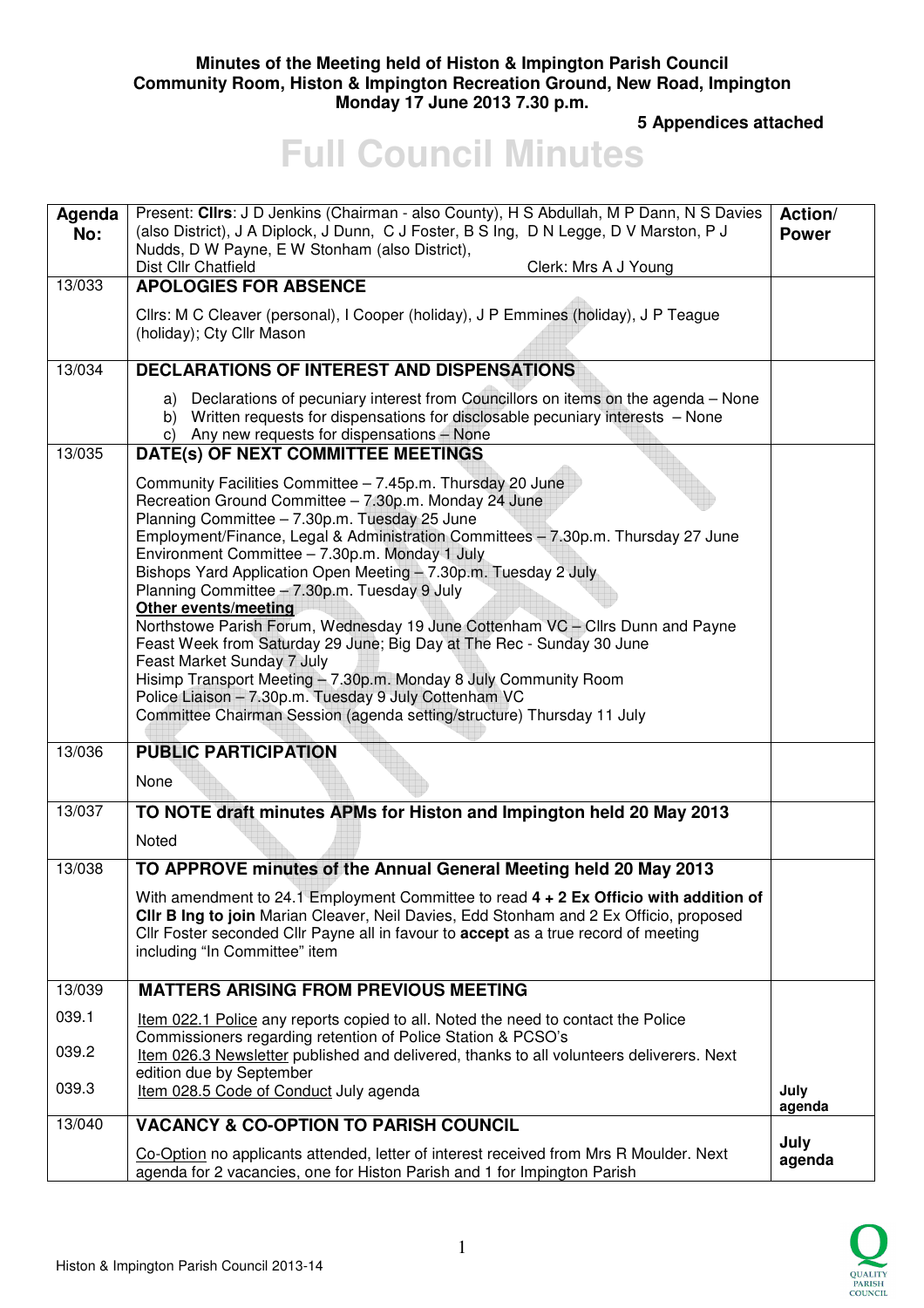**Minutes of the Meeting held of Histon & Impington Parish Council**
**Community Room, Histon & Impington Recreation Ground, New Road, Impington**
**Monday 17 June 2013 7.30 p.m.**

**5 Appendices attached**

# Full Council Minutes

| Agenda No: | Present: **Cllrs**: J D Jenkins (Chairman - also County), H S Abdullah, M P Dann, N S Davies (also District), J A Diplock, J Dunn, C J Foster, B S Ing, D N Legge, D V Marston, P J Nudds, D W Payne, E W Stonham (also District), Dist Cllr Chatfield Clerk: Mrs A J Young | Action/ Power |
|---|---|---|
| 13/033 | **APOLOGIES FOR ABSENCE**<br><br>Cllrs: M C Cleaver (personal), I Cooper (holiday), J P Emmines (holiday), J P Teague (holiday); Cty Cllr Mason | |
| 13/034 | **DECLARATIONS OF INTEREST AND DISPENSATIONS**<br><br>a) Declarations of pecuniary interest from Councillors on items on the agenda – None<br>b) Written requests for dispensations for disclosable pecuniary interests – None<br>c) Any new requests for dispensations – None | |
| 13/035 | **DATE(s) OF NEXT COMMITTEE MEETINGS**<br><br>Community Facilities Committee – 7.45p.m. Thursday 20 June<br>Recreation Ground Committee – 7.30p.m. Monday 24 June<br>Planning Committee – 7.30p.m. Tuesday 25 June<br>Employment/Finance, Legal & Administration Committees – 7.30p.m. Thursday 27 June<br>Environment Committee – 7.30p.m. Monday 1 July<br>Bishops Yard Application Open Meeting – 7.30p.m. Tuesday 2 July<br>Planning Committee – 7.30p.m. Tuesday 9 July<br>**Other events/meeting**<br>Northstowe Parish Forum, Wednesday 19 June Cottenham VC – Cllrs Dunn and Payne<br>Feast Week from Saturday 29 June; Big Day at The Rec - Sunday 30 June<br>Feast Market Sunday 7 July<br>Hisimp Transport Meeting – 7.30p.m. Monday 8 July Community Room<br>Police Liaison – 7.30p.m. Tuesday 9 July Cottenham VC<br>Committee Chairman Session (agenda setting/structure) Thursday 11 July | |
| 13/036 | **PUBLIC PARTICIPATION**<br><br>None | |
| 13/037 | **TO NOTE draft minutes APMs for Histon and Impington held 20 May 2013**<br><br>Noted | |
| 13/038 | **TO APPROVE minutes of the Annual General Meeting held 20 May 2013**<br><br>With amendment to 24.1 Employment Committee to read **4 + 2 Ex Officio with addition of Cllr B Ing to join** Marian Cleaver, Neil Davies, Edd Stonham and 2 Ex Officio, proposed Cllr Foster seconded Cllr Payne all in favour to **accept** as a true record of meeting including "In Committee" item | |
| 13/039 | **MATTERS ARISING FROM PREVIOUS MEETING** | |
| 039.1 | Item 022.1 Police any reports copied to all. Noted the need to contact the Police Commissioners regarding retention of Police Station & PCSO's | |
| 039.2 | Item 026.3 Newsletter published and delivered, thanks to all volunteers deliverers. Next edition due by September | |
| 039.3 | Item 028.5 Code of Conduct July agenda | July agenda |
| 13/040 | **VACANCY & CO-OPTION TO PARISH COUNCIL**<br><br>Co-Option no applicants attended, letter of interest received from Mrs R Moulder. Next agenda for 2 vacancies, one for Histon Parish and 1 for Impington Parish | July agenda |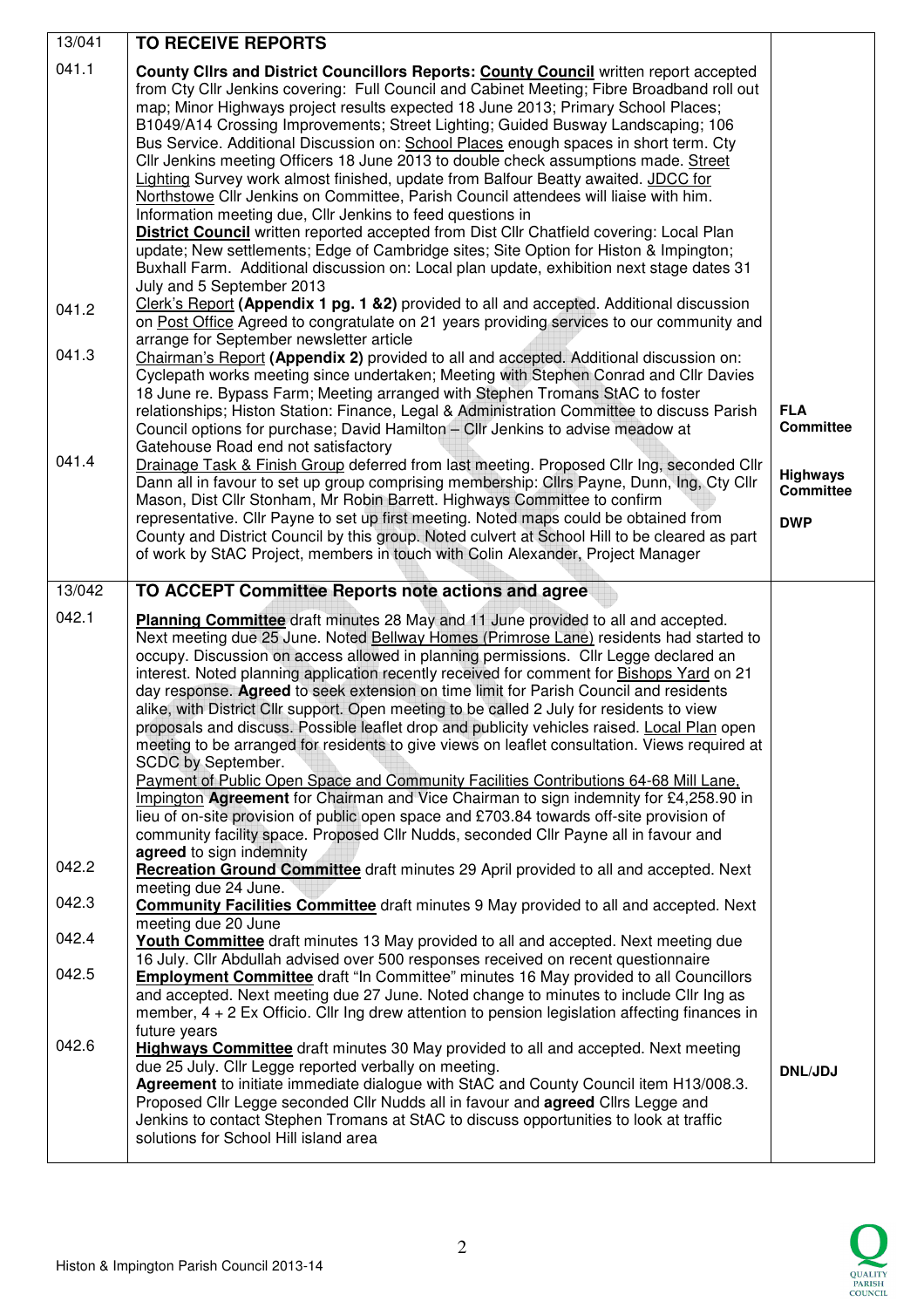| | | |
|---|---|---|
| 13/041 | **TO RECEIVE REPORTS** | |
| 041.1 | **County Cllrs and District Councillors Reports: County Council** written report accepted from Cty Cllr Jenkins covering: Full Council and Cabinet Meeting; Fibre Broadband roll out map; Minor Highways project results expected 18 June 2013; Primary School Places; B1049/A14 Crossing Improvements; Street Lighting; Guided Busway Landscaping; 106 Bus Service. Additional Discussion on: School Places enough spaces in short term. Cty Cllr Jenkins meeting Officers 18 June 2013 to double check assumptions made. Street Lighting Survey work almost finished, update from Balfour Beatty awaited. JDCC for Northstowe Cllr Jenkins on Committee, Parish Council attendees will liaise with him. Information meeting due, Cllr Jenkins to feed questions in<br>**District Council** written reported accepted from Dist Cllr Chatfield covering: Local Plan update; New settlements; Edge of Cambridge sites; Site Option for Histon & Impington; Buxhall Farm. Additional discussion on: Local plan update, exhibition next stage dates 31 July and 5 September 2013 | |
| 041.2 | Clerk's Report **(Appendix 1 pg. 1 &2)** provided to all and accepted. Additional discussion on Post Office Agreed to congratulate on 21 years providing services to our community and arrange for September newsletter article | |
| 041.3 | Chairman's Report **(Appendix 2)** provided to all and accepted. Additional discussion on: Cyclepath works meeting since undertaken; Meeting with Stephen Conrad and Cllr Davies 18 June re. Bypass Farm; Meeting arranged with Stephen Tromans StAC to foster relationships; Histon Station: Finance, Legal & Administration Committee to discuss Parish Council options for purchase; David Hamilton – Cllr Jenkins to advise meadow at Gatehouse Road end not satisfactory | **FLA Committee** |
| 041.4 | Drainage Task & Finish Group deferred from last meeting. Proposed Cllr Ing, seconded Cllr Dann all in favour to set up group comprising membership: Cllrs Payne, Dunn, Ing, Cty Cllr Mason, Dist Cllr Stonham, Mr Robin Barrett. Highways Committee to confirm representative. Cllr Payne to set up first meeting. Noted maps could be obtained from County and District Council by this group. Noted culvert at School Hill to be cleared as part of work by StAC Project, members in touch with Colin Alexander, Project Manager | **Highways Committee**<br><br>**DWP** |
| 13/042 | **TO ACCEPT Committee Reports note actions and agree** | |
| 042.1 | **Planning Committee** draft minutes 28 May and 11 June provided to all and accepted. Next meeting due 25 June. Noted Bellway Homes (Primrose Lane) residents had started to occupy. Discussion on access allowed in planning permissions. Cllr Legge declared an interest. Noted planning application recently received for comment for Bishops Yard on 21 day response. **Agreed** to seek extension on time limit for Parish Council and residents alike, with District Cllr support. Open meeting to be called 2 July for residents to view proposals and discuss. Possible leaflet drop and publicity vehicles raised. Local Plan open meeting to be arranged for residents to give views on leaflet consultation. Views required at SCDC by September.<br>Payment of Public Open Space and Community Facilities Contributions 64-68 Mill Lane, Impington **Agreement** for Chairman and Vice Chairman to sign indemnity for £4,258.90 in lieu of on-site provision of public open space and £703.84 towards off-site provision of community facility space. Proposed Cllr Nudds, seconded Cllr Payne all in favour and **agreed** to sign indemnity | |
| 042.2 | **Recreation Ground Committee** draft minutes 29 April provided to all and accepted. Next meeting due 24 June. | |
| 042.3 | **Community Facilities Committee** draft minutes 9 May provided to all and accepted. Next meeting due 20 June | |
| 042.4 | **Youth Committee** draft minutes 13 May provided to all and accepted. Next meeting due 16 July. Cllr Abdullah advised over 500 responses received on recent questionnaire | |
| 042.5 | **Employment Committee** draft "In Committee" minutes 16 May provided to all Councillors and accepted. Next meeting due 27 June. Noted change to minutes to include Cllr Ing as member, 4 + 2 Ex Officio. Cllr Ing drew attention to pension legislation affecting finances in future years | |
| 042.6 | **Highways Committee** draft minutes 30 May provided to all and accepted. Next meeting due 25 July. Cllr Legge reported verbally on meeting.<br>**Agreement** to initiate immediate dialogue with StAC and County Council item H13/008.3. Proposed Cllr Legge seconded Cllr Nudds all in favour and **agreed** Cllrs Legge and Jenkins to contact Stephen Tromans at StAC to discuss opportunities to look at traffic solutions for School Hill island area | **DNL/JDJ** |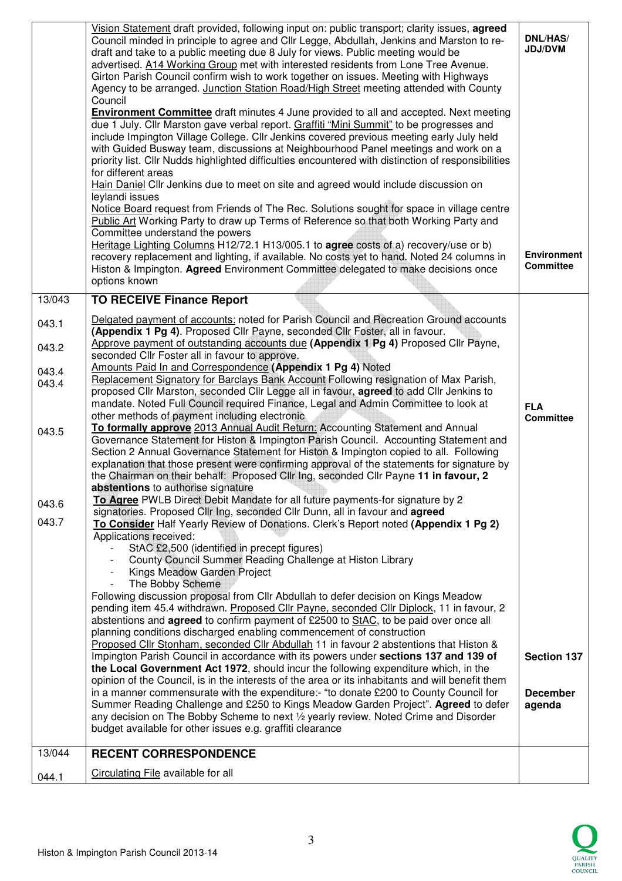| | | |
|---|---|---|
| | Vision Statement draft provided, following input on: public transport; clarity issues, **agreed** Council minded in principle to agree and Cllr Legge, Abdullah, Jenkins and Marston to re-draft and take to a public meeting due 8 July for views. Public meeting would be advertised. A14 Working Group met with interested residents from Lone Tree Avenue. Girton Parish Council confirm wish to work together on issues. Meeting with Highways Agency to be arranged. Junction Station Road/High Street meeting attended with County Council<br>**Environment Committee** draft minutes 4 June provided to all and accepted. Next meeting due 1 July. Cllr Marston gave verbal report. Graffiti "Mini Summit" to be progresses and include Impington Village College. Cllr Jenkins covered previous meeting early July held with Guided Busway team, discussions at Neighbourhood Panel meetings and work on a priority list. Cllr Nudds highlighted difficulties encountered with distinction of responsibilities for different areas<br>Hain Daniel Cllr Jenkins due to meet on site and agreed would include discussion on leylandi issues<br>Notice Board request from Friends of The Rec. Solutions sought for space in village centre<br>Public Art Working Party to draw up Terms of Reference so that both Working Party and Committee understand the powers<br>Heritage Lighting Columns H12/72.1 H13/005.1 to **agree** costs of a) recovery/use or b) recovery replacement and lighting, if available. No costs yet to hand. Noted 24 columns in Histon & Impington. **Agreed** Environment Committee delegated to make decisions once options known | **DNL/HAS/ JDJ/DVM**<br><br>**Environment Committee** |
| 13/043 | **TO RECEIVE Finance Report** | |
| 043.1 | Delgated payment of accounts: noted for Parish Council and Recreation Ground accounts **(Appendix 1 Pg 4)**. Proposed Cllr Payne, seconded Cllr Foster, all in favour. | |
| 043.2 | Approve payment of outstanding accounts due **(Appendix 1 Pg 4)** Proposed Cllr Payne, seconded Cllr Foster all in favour to approve. | |
| 043.4 | Amounts Paid In and Correspondence **(Appendix 1 Pg 4)** Noted | |
| 043.4 | Replacement Signatory for Barclays Bank Account Following resignation of Max Parish, proposed Cllr Marston, seconded Cllr Legge all in favour, **agreed** to add Cllr Jenkins to mandate. Noted Full Council required Finance, Legal and Admin Committee to look at other methods of payment including electronic | **FLA Committee** |
| 043.5 | **To formally approve** 2013 Annual Audit Return: Accounting Statement and Annual Governance Statement for Histon & Impington Parish Council. Accounting Statement and Section 2 Annual Governance Statement for Histon & Impington copied to all. Following explanation that those present were confirming approval of the statements for signature by the Chairman on their behalf: Proposed Cllr Ing, seconded Cllr Payne **11 in favour, 2 abstentions** to authorise signature | |
| 043.6 | **To Agree** PWLB Direct Debit Mandate for all future payments-for signature by 2 signatories. Proposed Cllr Ing, seconded Cllr Dunn, all in favour and **agreed** | |
| 043.7 | **To Consider** Half Yearly Review of Donations. Clerk's Report noted **(Appendix 1 Pg 2)**<br>Applications received:<br>- StAC £2,500 (identified in precept figures)<br>- County Council Summer Reading Challenge at Histon Library<br>- Kings Meadow Garden Project<br>- The Bobby Scheme<br>Following discussion proposal from Cllr Abdullah to defer decision on Kings Meadow pending item 45.4 withdrawn. Proposed Cllr Payne, seconded Cllr Diplock, 11 in favour, 2 abstentions and **agreed** to confirm payment of £2500 to StAC, to be paid over once all planning conditions discharged enabling commencement of construction<br>Proposed Cllr Stonham, seconded Cllr Abdullah 11 in favour 2 abstentions that Histon & Impington Parish Council in accordance with its powers under **sections 137 and 139 of the Local Government Act 1972**, should incur the following expenditure which, in the opinion of the Council, is in the interests of the area or its inhabitants and will benefit them in a manner commensurate with the expenditure:- "to donate £200 to County Council for Summer Reading Challenge and £250 to Kings Meadow Garden Project". **Agreed** to defer any decision on The Bobby Scheme to next ½ yearly review. Noted Crime and Disorder budget available for other issues e.g. graffiti clearance | **Section 137**<br><br>**December agenda** |
| 13/044 | **RECENT CORRESPONDENCE** | |
| 044.1 | Circulating File available for all | |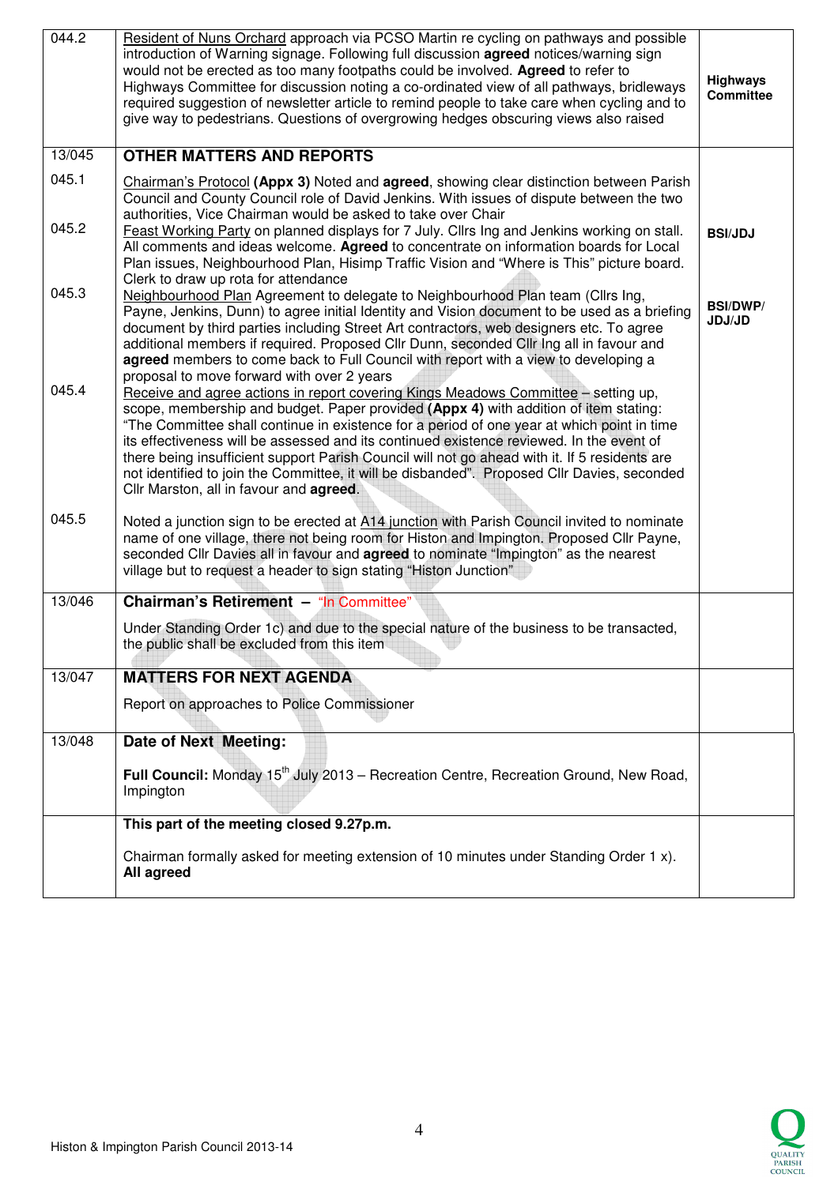| | | |
|---|---|---|
| 044.2 | Resident of Nuns Orchard approach via PCSO Martin re cycling on pathways and possible introduction of Warning signage. Following full discussion **agreed** notices/warning sign would not be erected as too many footpaths could be involved. **Agreed** to refer to Highways Committee for discussion noting a co-ordinated view of all pathways, bridleways required suggestion of newsletter article to remind people to take care when cycling and to give way to pedestrians. Questions of overgrowing hedges obscuring views also raised | **Highways Committee** |
| 13/045 | **OTHER MATTERS AND REPORTS** | |
| 045.1 | Chairman's Protocol **(Appx 3)** Noted and **agreed**, showing clear distinction between Parish Council and County Council role of David Jenkins. With issues of dispute between the two authorities, Vice Chairman would be asked to take over Chair | |
| 045.2 | Feast Working Party on planned displays for 7 July. Cllrs Ing and Jenkins working on stall. All comments and ideas welcome. **Agreed** to concentrate on information boards for Local Plan issues, Neighbourhood Plan, Hisimp Traffic Vision and "Where is This" picture board. Clerk to draw up rota for attendance | **BSI/JDJ** |
| 045.3 | Neighbourhood Plan Agreement to delegate to Neighbourhood Plan team (Cllrs Ing, Payne, Jenkins, Dunn) to agree initial Identity and Vision document to be used as a briefing document by third parties including Street Art contractors, web designers etc. To agree additional members if required. Proposed Cllr Dunn, seconded Cllr Ing all in favour and **agreed** members to come back to Full Council with report with a view to developing a proposal to move forward with over 2 years | **BSI/DWP/ JDJ/JD** |
| 045.4 | Receive and agree actions in report covering Kings Meadows Committee – setting up, scope, membership and budget. Paper provided **(Appx 4)** with addition of item stating: "The Committee shall continue in existence for a period of one year at which point in time its effectiveness will be assessed and its continued existence reviewed. In the event of there being insufficient support Parish Council will not go ahead with it. If 5 residents are not identified to join the Committee, it will be disbanded". Proposed Cllr Davies, seconded Cllr Marston, all in favour and **agreed**. | |
| 045.5 | Noted a junction sign to be erected at A14 junction with Parish Council invited to nominate name of one village, there not being room for Histon and Impington. Proposed Cllr Payne, seconded Cllr Davies all in favour and **agreed** to nominate "Impington" as the nearest village but to request a header to sign stating "Histon Junction" | |
| 13/046 | **Chairman's Retirement – "In Committee"**<br><br>Under Standing Order 1c) and due to the special nature of the business to be transacted, the public shall be excluded from this item | |
| 13/047 | **MATTERS FOR NEXT AGENDA**<br><br>Report on approaches to Police Commissioner | |
| 13/048 | **Date of Next Meeting:**<br><br>**Full Council:** Monday 15th July 2013 – Recreation Centre, Recreation Ground, New Road, Impington | |
| | **This part of the meeting closed 9.27p.m.**<br><br>Chairman formally asked for meeting extension of 10 minutes under Standing Order 1 x). **All agreed** | |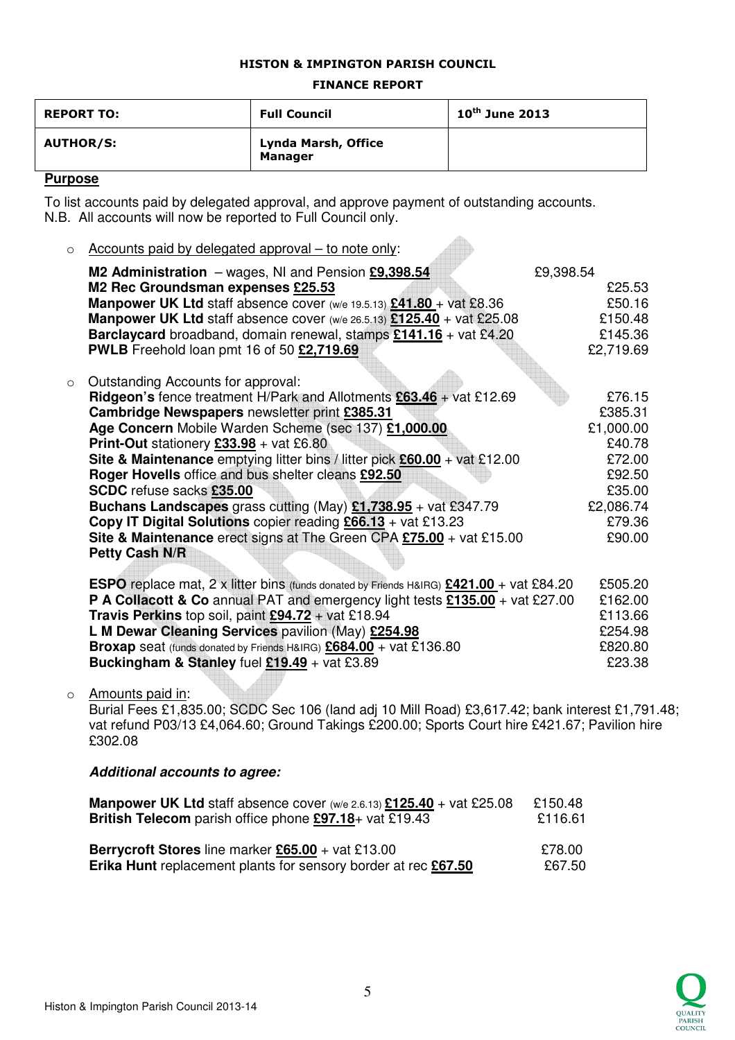**HISTON & IMPINGTON PARISH COUNCIL**

**FINANCE REPORT**

| | | |
|---|---|---|
| **REPORT TO:** | **Full Council** | **10th June 2013** |
| **AUTHOR/S:** | **Lynda Marsh, Office Manager** | |

**Purpose**

To list accounts paid by delegated approval, and approve payment of outstanding accounts.
N.B. All accounts will now be reported to Full Council only.

- Accounts paid by delegated approval – to note only:

| | |
|---|---|
| **M2 Administration** – wages, NI and Pension **£9,398.54** | £9,398.54 |
| **M2 Rec Groundsman expenses £25.53** | £25.53 |
| **Manpower UK Ltd** staff absence cover (w/e 19.5.13) **£41.80** + vat £8.36 | £50.16 |
| **Manpower UK Ltd** staff absence cover (w/e 26.5.13) **£125.40** + vat £25.08 | £150.48 |
| **Barclaycard** broadband, domain renewal, stamps **£141.16** + vat £4.20 | £145.36 |
| **PWLB** Freehold loan pmt 16 of 50 **£2,719.69** | £2,719.69 |

- Outstanding Accounts for approval:

| | |
|---|---|
| **Ridgeon's** fence treatment H/Park and Allotments **£63.46** + vat £12.69 | £76.15 |
| **Cambridge Newspapers** newsletter print **£385.31** | £385.31 |
| **Age Concern** Mobile Warden Scheme (sec 137) **£1,000.00** | £1,000.00 |
| **Print-Out** stationery **£33.98** + vat £6.80 | £40.78 |
| **Site & Maintenance** emptying litter bins / litter pick **£60.00** + vat £12.00 | £72.00 |
| **Roger Hovells** office and bus shelter cleans **£92.50** | £92.50 |
| **SCDC** refuse sacks **£35.00** | £35.00 |
| **Buchans Landscapes** grass cutting (May) **£1,738.95** + vat £347.79 | £2,086.74 |
| **Copy IT Digital Solutions** copier reading **£66.13** + vat £13.23 | £79.36 |
| **Site & Maintenance** erect signs at The Green CPA **£75.00** + vat £15.00 | £90.00 |
| **Petty Cash N/R** | |
| **ESPO** replace mat, 2 x litter bins (funds donated by Friends H&IRG) **£421.00** + vat £84.20 | £505.20 |
| **P A Collacott & Co** annual PAT and emergency light tests **£135.00** + vat £27.00 | £162.00 |
| **Travis Perkins** top soil, paint **£94.72** + vat £18.94 | £113.66 |
| **L M Dewar Cleaning Services** pavilion (May) **£254.98** | £254.98 |
| **Broxap** seat (funds donated by Friends H&IRG) **£684.00** + vat £136.80 | £820.80 |
| **Buckingham & Stanley** fuel **£19.49** + vat £3.89 | £23.38 |

- Amounts paid in:
  Burial Fees £1,835.00; SCDC Sec 106 (land adj 10 Mill Road) £3,617.42; bank interest £1,791.48; vat refund P03/13 £4,064.60; Ground Takings £200.00; Sports Court hire £421.67; Pavilion hire £302.08

***Additional accounts to agree:***

| | |
|---|---|
| **Manpower UK Ltd** staff absence cover (w/e 2.6.13) **£125.40** + vat £25.08 | £150.48 |
| **British Telecom** parish office phone **£97.18**+ vat £19.43 | £116.61 |
| **Berrycroft Stores** line marker **£65.00** + vat £13.00 | £78.00 |
| **Erika Hunt** replacement plants for sensory border at rec **£67.50** | £67.50 |